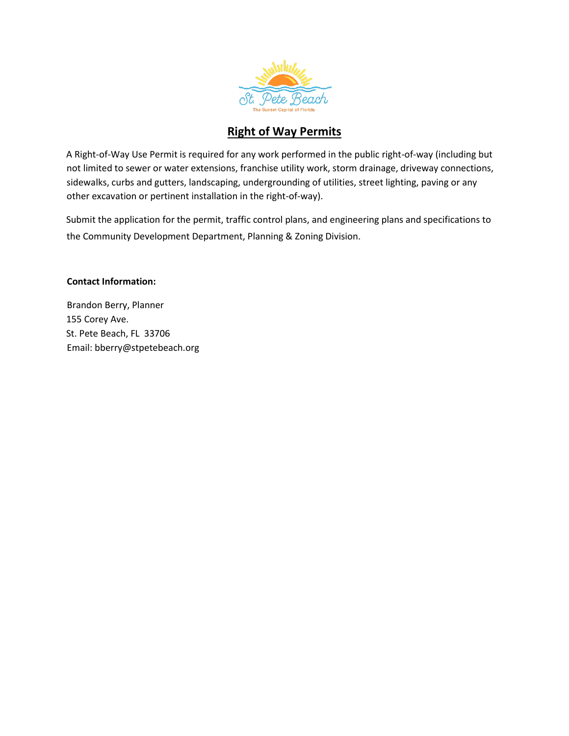# Right of Way Permits

A Right-of-Way Use Permit is required for any work performed in the public right-of-way (including but not limited to sewer or water extensions, franchise utility work, storm drainage, driveway connections, sidewalks, curbs and gutters, landscaping, undergrounding of utilities, street lighting, paving or any other excavation or pertinent installation in the right-of-way).

Submit the application for the permit, traffic control plans, and engineering plans and specifications to the Community Development Department, Planning & Zoning Division.

**Contact Information:**

Brandon Berry, Planner
155 Corey Ave.
St. Pete Beach, FL 33706
Email: bberry@stpetebeach.org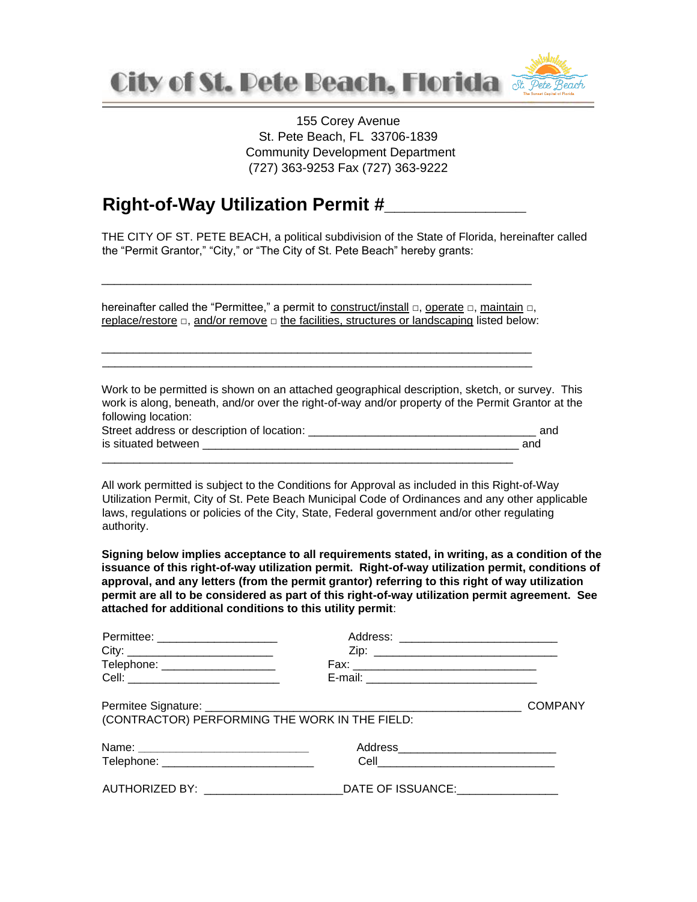# City of St. Pete Beach, Florida

155 Corey Avenue
St. Pete Beach, FL 33706-1839
Community Development Department
(727) 363-9253 Fax (727) 363-9222

## Right-of-Way Utilization Permit #________________

THE CITY OF ST. PETE BEACH, a political subdivision of the State of Florida, hereinafter called the "Permit Grantor," "City," or "The City of St. Pete Beach" hereby grants:

_______________________________________________________________________

hereinafter called the "Permittee," a permit to construct/install □, operate □, maintain □, replace/restore □, and/or remove □ the facilities, structures or landscaping listed below:

_______________________________________________________________________
_______________________________________________________________________

Work to be permitted is shown on an attached geographical description, sketch, or survey. This work is along, beneath, and/or over the right-of-way and/or property of the Permit Grantor at the following location:
Street address or description of location: _____________________________________ and
is situated between _____________________________________________________ and
_____________________________________________________________________

All work permitted is subject to the Conditions for Approval as included in this Right-of-Way Utilization Permit, City of St. Pete Beach Municipal Code of Ordinances and any other applicable laws, regulations or policies of the City, State, Federal government and/or other regulating authority.

**Signing below implies acceptance to all requirements stated, in writing, as a condition of the issuance of this right-of-way utilization permit. Right-of-way utilization permit, conditions of approval, and any letters (from the permit grantor) referring to this right of way utilization permit are all to be considered as part of this right-of-way utilization permit agreement. See attached for additional conditions to this utility permit**:

Permittee: ___________________ Address: _________________________
City: ______________________ Zip: _____________________________
Telephone: _________________ Fax: _____________________________
Cell: _______________________ E-mail: ___________________________

Permitee Signature: ___________________________________________ COMPANY (CONTRACTOR) PERFORMING THE WORK IN THE FIELD:

Name: ___________________________ Address________________________
Telephone: _______________________ Cell____________________________

AUTHORIZED BY: ______________________DATE OF ISSUANCE:_______________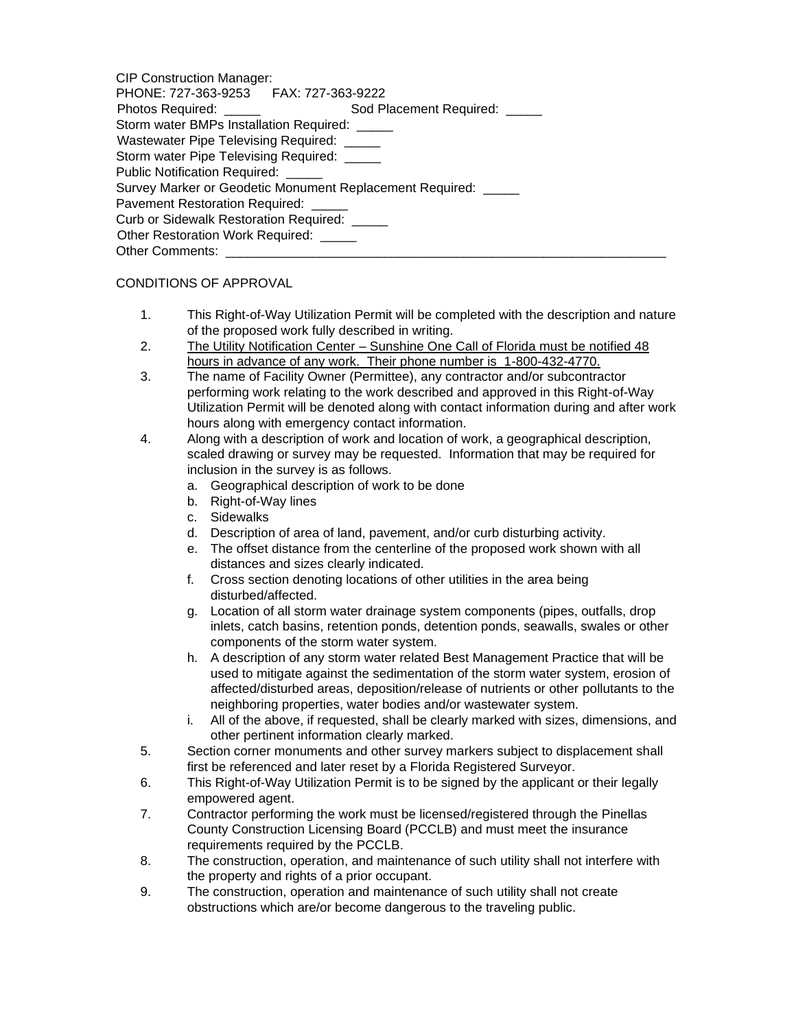CIP Construction Manager:
PHONE: 727-363-9253 FAX: 727-363-9222
Photos Required: _____ Sod Placement Required: _____
Storm water BMPs Installation Required: _____
Wastewater Pipe Televising Required: _____
Storm water Pipe Televising Required: _____
Public Notification Required: _____
Survey Marker or Geodetic Monument Replacement Required: _____
Pavement Restoration Required: _____
Curb or Sidewalk Restoration Required: _____
Other Restoration Work Required: _____
Other Comments: _______________________________________________________________

CONDITIONS OF APPROVAL

1. This Right-of-Way Utilization Permit will be completed with the description and nature of the proposed work fully described in writing.
2. <u>The Utility Notification Center – Sunshine One Call of Florida must be notified 48 hours in advance of any work. Their phone number is 1-800-432-4770.</u>
3. The name of Facility Owner (Permittee), any contractor and/or subcontractor performing work relating to the work described and approved in this Right-of-Way Utilization Permit will be denoted along with contact information during and after work hours along with emergency contact information.
4. Along with a description of work and location of work, a geographical description, scaled drawing or survey may be requested. Information that may be required for inclusion in the survey is as follows.
   a. Geographical description of work to be done
   b. Right-of-Way lines
   c. Sidewalks
   d. Description of area of land, pavement, and/or curb disturbing activity.
   e. The offset distance from the centerline of the proposed work shown with all distances and sizes clearly indicated.
   f. Cross section denoting locations of other utilities in the area being disturbed/affected.
   g. Location of all storm water drainage system components (pipes, outfalls, drop inlets, catch basins, retention ponds, detention ponds, seawalls, swales or other components of the storm water system.
   h. A description of any storm water related Best Management Practice that will be used to mitigate against the sedimentation of the storm water system, erosion of affected/disturbed areas, deposition/release of nutrients or other pollutants to the neighboring properties, water bodies and/or wastewater system.
   i. All of the above, if requested, shall be clearly marked with sizes, dimensions, and other pertinent information clearly marked.
5. Section corner monuments and other survey markers subject to displacement shall first be referenced and later reset by a Florida Registered Surveyor.
6. This Right-of-Way Utilization Permit is to be signed by the applicant or their legally empowered agent.
7. Contractor performing the work must be licensed/registered through the Pinellas County Construction Licensing Board (PCCLB) and must meet the insurance requirements required by the PCCLB.
8. The construction, operation, and maintenance of such utility shall not interfere with the property and rights of a prior occupant.
9. The construction, operation and maintenance of such utility shall not create obstructions which are/or become dangerous to the traveling public.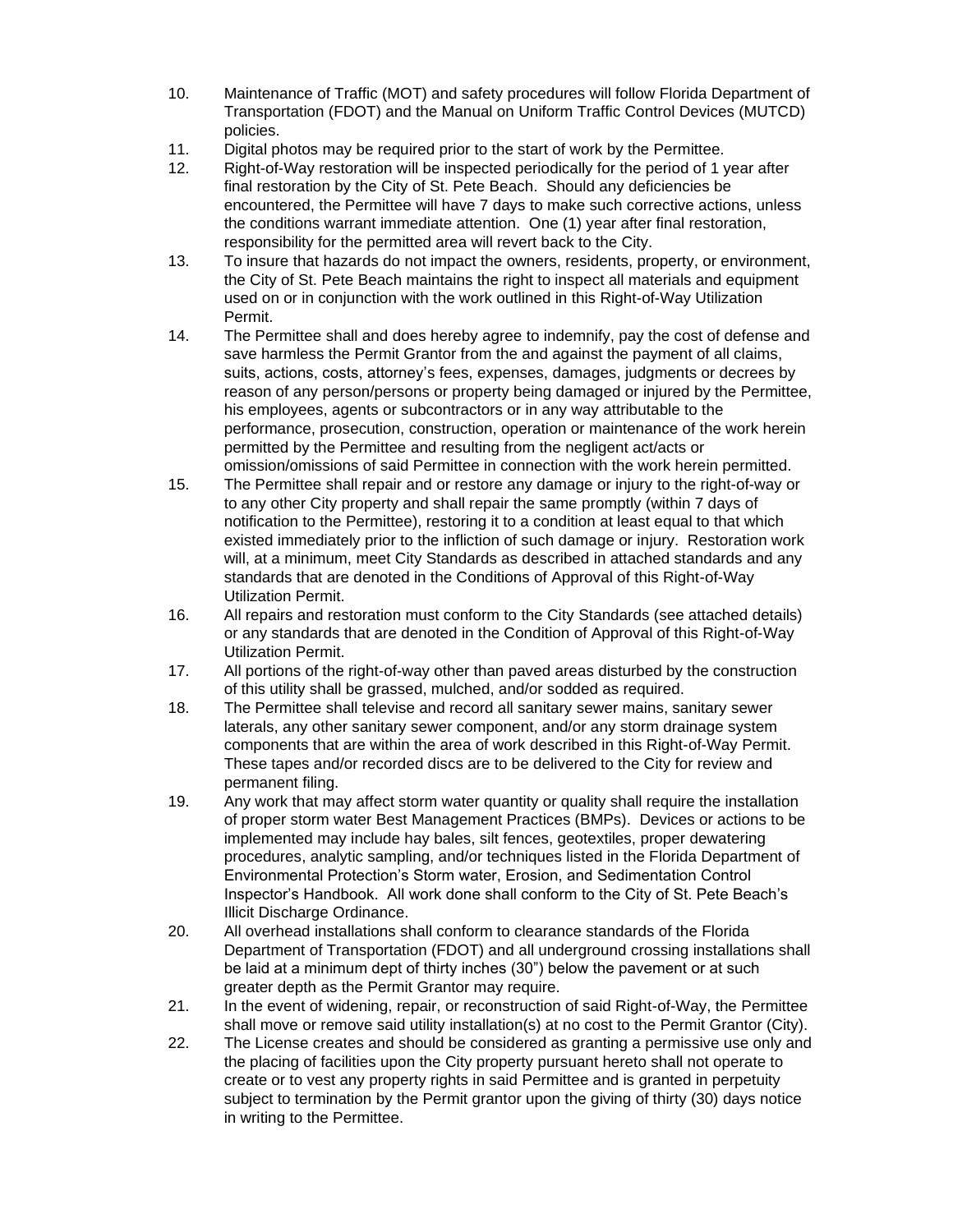10. Maintenance of Traffic (MOT) and safety procedures will follow Florida Department of Transportation (FDOT) and the Manual on Uniform Traffic Control Devices (MUTCD) policies.
11. Digital photos may be required prior to the start of work by the Permittee.
12. Right-of-Way restoration will be inspected periodically for the period of 1 year after final restoration by the City of St. Pete Beach. Should any deficiencies be encountered, the Permittee will have 7 days to make such corrective actions, unless the conditions warrant immediate attention. One (1) year after final restoration, responsibility for the permitted area will revert back to the City.
13. To insure that hazards do not impact the owners, residents, property, or environment, the City of St. Pete Beach maintains the right to inspect all materials and equipment used on or in conjunction with the work outlined in this Right-of-Way Utilization Permit.
14. The Permittee shall and does hereby agree to indemnify, pay the cost of defense and save harmless the Permit Grantor from the and against the payment of all claims, suits, actions, costs, attorney's fees, expenses, damages, judgments or decrees by reason of any person/persons or property being damaged or injured by the Permittee, his employees, agents or subcontractors or in any way attributable to the performance, prosecution, construction, operation or maintenance of the work herein permitted by the Permittee and resulting from the negligent act/acts or omission/omissions of said Permittee in connection with the work herein permitted.
15. The Permittee shall repair and or restore any damage or injury to the right-of-way or to any other City property and shall repair the same promptly (within 7 days of notification to the Permittee), restoring it to a condition at least equal to that which existed immediately prior to the infliction of such damage or injury. Restoration work will, at a minimum, meet City Standards as described in attached standards and any standards that are denoted in the Conditions of Approval of this Right-of-Way Utilization Permit.
16. All repairs and restoration must conform to the City Standards (see attached details) or any standards that are denoted in the Condition of Approval of this Right-of-Way Utilization Permit.
17. All portions of the right-of-way other than paved areas disturbed by the construction of this utility shall be grassed, mulched, and/or sodded as required.
18. The Permittee shall televise and record all sanitary sewer mains, sanitary sewer laterals, any other sanitary sewer component, and/or any storm drainage system components that are within the area of work described in this Right-of-Way Permit. These tapes and/or recorded discs are to be delivered to the City for review and permanent filing.
19. Any work that may affect storm water quantity or quality shall require the installation of proper storm water Best Management Practices (BMPs). Devices or actions to be implemented may include hay bales, silt fences, geotextiles, proper dewatering procedures, analytic sampling, and/or techniques listed in the Florida Department of Environmental Protection's Storm water, Erosion, and Sedimentation Control Inspector's Handbook. All work done shall conform to the City of St. Pete Beach's Illicit Discharge Ordinance.
20. All overhead installations shall conform to clearance standards of the Florida Department of Transportation (FDOT) and all underground crossing installations shall be laid at a minimum dept of thirty inches (30") below the pavement or at such greater depth as the Permit Grantor may require.
21. In the event of widening, repair, or reconstruction of said Right-of-Way, the Permittee shall move or remove said utility installation(s) at no cost to the Permit Grantor (City).
22. The License creates and should be considered as granting a permissive use only and the placing of facilities upon the City property pursuant hereto shall not operate to create or to vest any property rights in said Permittee and is granted in perpetuity subject to termination by the Permit grantor upon the giving of thirty (30) days notice in writing to the Permittee.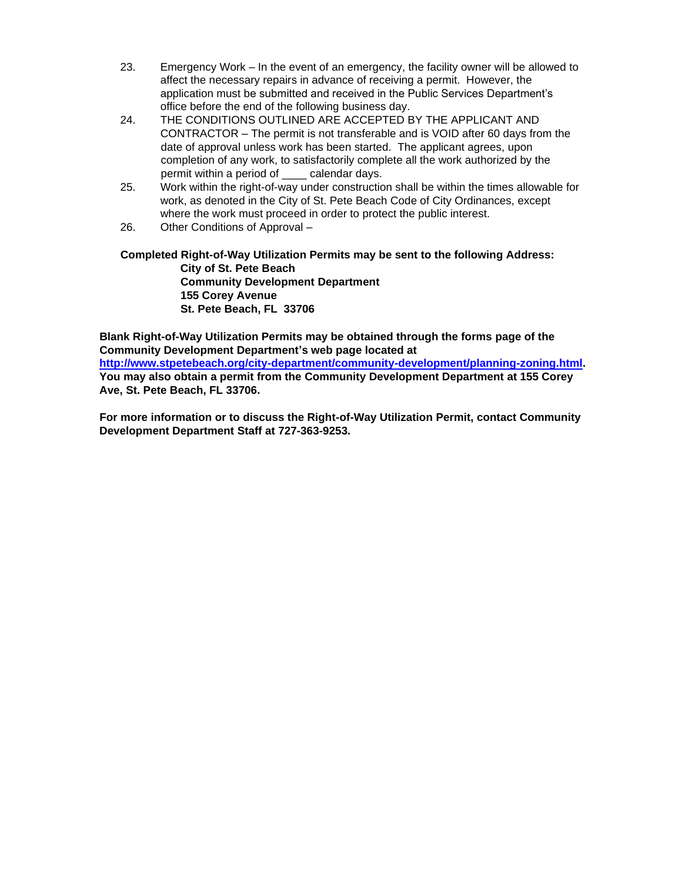23. Emergency Work – In the event of an emergency, the facility owner will be allowed to affect the necessary repairs in advance of receiving a permit. However, the application must be submitted and received in the Public Services Department's office before the end of the following business day.
24. THE CONDITIONS OUTLINED ARE ACCEPTED BY THE APPLICANT AND CONTRACTOR – The permit is not transferable and is VOID after 60 days from the date of approval unless work has been started. The applicant agrees, upon completion of any work, to satisfactorily complete all the work authorized by the permit within a period of ____ calendar days.
25. Work within the right-of-way under construction shall be within the times allowable for work, as denoted in the City of St. Pete Beach Code of City Ordinances, except where the work must proceed in order to protect the public interest.
26. Other Conditions of Approval –

**Completed Right-of-Way Utilization Permits may be sent to the following Address:**

**City of St. Pete Beach**
**Community Development Department**
**155 Corey Avenue**
**St. Pete Beach, FL 33706**

**Blank Right-of-Way Utilization Permits may be obtained through the forms page of the Community Development Department's web page located at [http://www.stpetebeach.org/city-department/community-development/planning-zoning.html](http://www.stpetebeach.org/city-department/community-development/planning-zoning.html). You may also obtain a permit from the Community Development Department at 155 Corey Ave, St. Pete Beach, FL 33706.**

**For more information or to discuss the Right-of-Way Utilization Permit, contact Community Development Department Staff at 727-363-9253.**